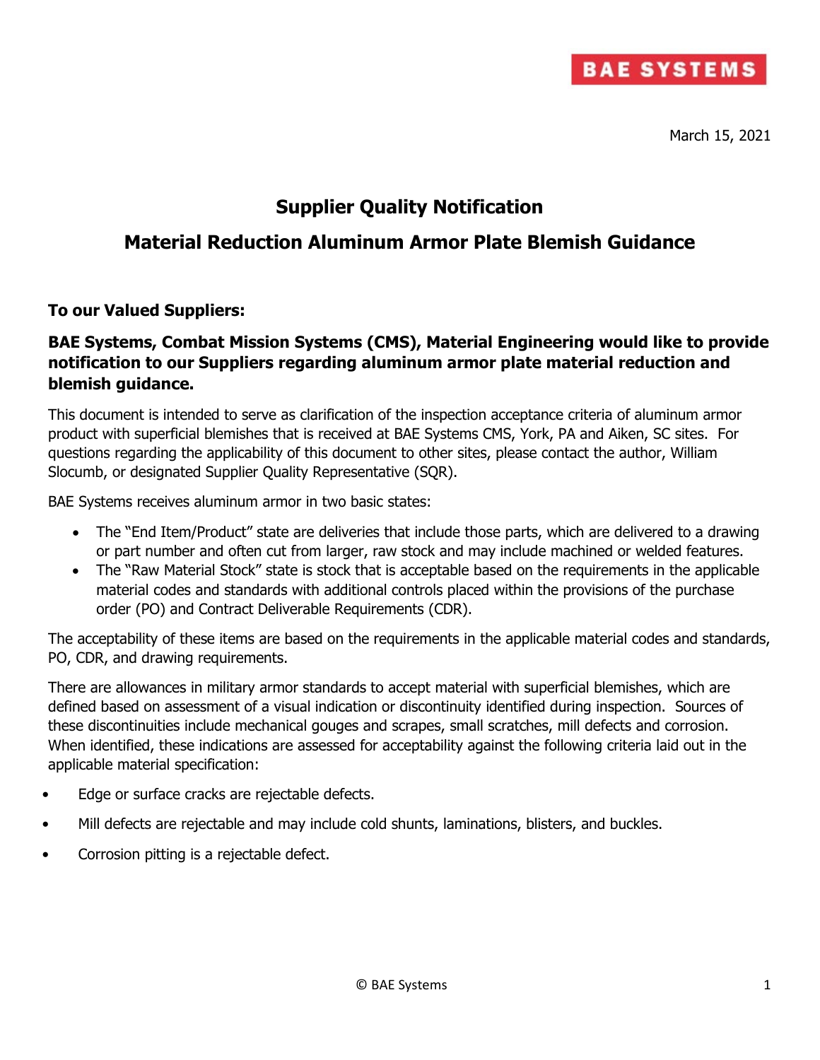BAE SYSTEMS

March 15, 2021

# Supplier Quality Notification

## Material Reduction Aluminum Armor Plate Blemish Guidance

**To our Valued Suppliers:**

**BAE Systems, Combat Mission Systems (CMS), Material Engineering would like to provide notification to our Suppliers regarding aluminum armor plate material reduction and blemish guidance.**

This document is intended to serve as clarification of the inspection acceptance criteria of aluminum armor product with superficial blemishes that is received at BAE Systems CMS, York, PA and Aiken, SC sites. For questions regarding the applicability of this document to other sites, please contact the author, William Slocumb, or designated Supplier Quality Representative (SQR).

BAE Systems receives aluminum armor in two basic states:

- The "End Item/Product" state are deliveries that include those parts, which are delivered to a drawing or part number and often cut from larger, raw stock and may include machined or welded features.
- The "Raw Material Stock" state is stock that is acceptable based on the requirements in the applicable material codes and standards with additional controls placed within the provisions of the purchase order (PO) and Contract Deliverable Requirements (CDR).

The acceptability of these items are based on the requirements in the applicable material codes and standards, PO, CDR, and drawing requirements.

There are allowances in military armor standards to accept material with superficial blemishes, which are defined based on assessment of a visual indication or discontinuity identified during inspection. Sources of these discontinuities include mechanical gouges and scrapes, small scratches, mill defects and corrosion. When identified, these indications are assessed for acceptability against the following criteria laid out in the applicable material specification:

- Edge or surface cracks are rejectable defects.
- Mill defects are rejectable and may include cold shunts, laminations, blisters, and buckles.
- Corrosion pitting is a rejectable defect.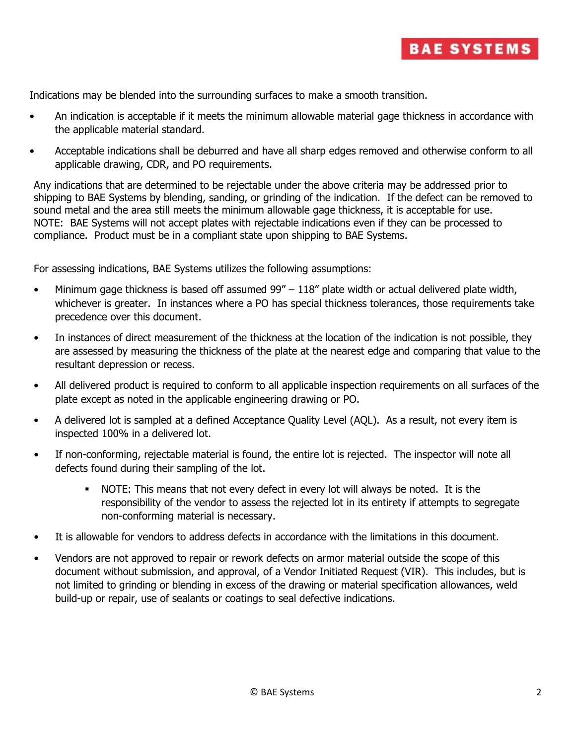Indications may be blended into the surrounding surfaces to make a smooth transition.

- An indication is acceptable if it meets the minimum allowable material gage thickness in accordance with the applicable material standard.
- Acceptable indications shall be deburred and have all sharp edges removed and otherwise conform to all applicable drawing, CDR, and PO requirements.

Any indications that are determined to be rejectable under the above criteria may be addressed prior to shipping to BAE Systems by blending, sanding, or grinding of the indication. If the defect can be removed to sound metal and the area still meets the minimum allowable gage thickness, it is acceptable for use. NOTE: BAE Systems will not accept plates with rejectable indications even if they can be processed to compliance. Product must be in a compliant state upon shipping to BAE Systems.

For assessing indications, BAE Systems utilizes the following assumptions:

- Minimum gage thickness is based off assumed 99" – 118" plate width or actual delivered plate width, whichever is greater. In instances where a PO has special thickness tolerances, those requirements take precedence over this document.
- In instances of direct measurement of the thickness at the location of the indication is not possible, they are assessed by measuring the thickness of the plate at the nearest edge and comparing that value to the resultant depression or recess.
- All delivered product is required to conform to all applicable inspection requirements on all surfaces of the plate except as noted in the applicable engineering drawing or PO.
- A delivered lot is sampled at a defined Acceptance Quality Level (AQL). As a result, not every item is inspected 100% in a delivered lot.
- If non-conforming, rejectable material is found, the entire lot is rejected. The inspector will note all defects found during their sampling of the lot.
  - NOTE: This means that not every defect in every lot will always be noted. It is the responsibility of the vendor to assess the rejected lot in its entirety if attempts to segregate non-conforming material is necessary.
- It is allowable for vendors to address defects in accordance with the limitations in this document.
- Vendors are not approved to repair or rework defects on armor material outside the scope of this document without submission, and approval, of a Vendor Initiated Request (VIR). This includes, but is not limited to grinding or blending in excess of the drawing or material specification allowances, weld build-up or repair, use of sealants or coatings to seal defective indications.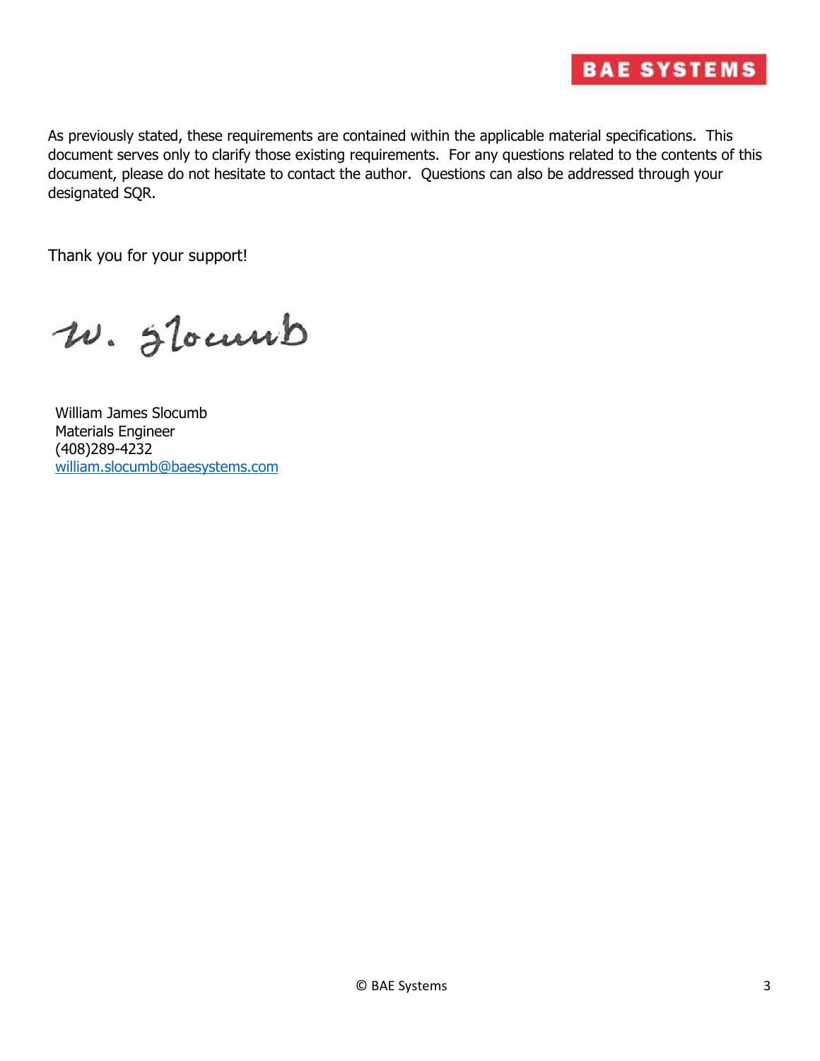As previously stated, these requirements are contained within the applicable material specifications. This document serves only to clarify those existing requirements. For any questions related to the contents of this document, please do not hesitate to contact the author. Questions can also be addressed through your designated SQR.

Thank you for your support!

W. Slocumb

William James Slocumb
Materials Engineer
(408)289-4232
william.slocumb@baesystems.com

© BAE Systems